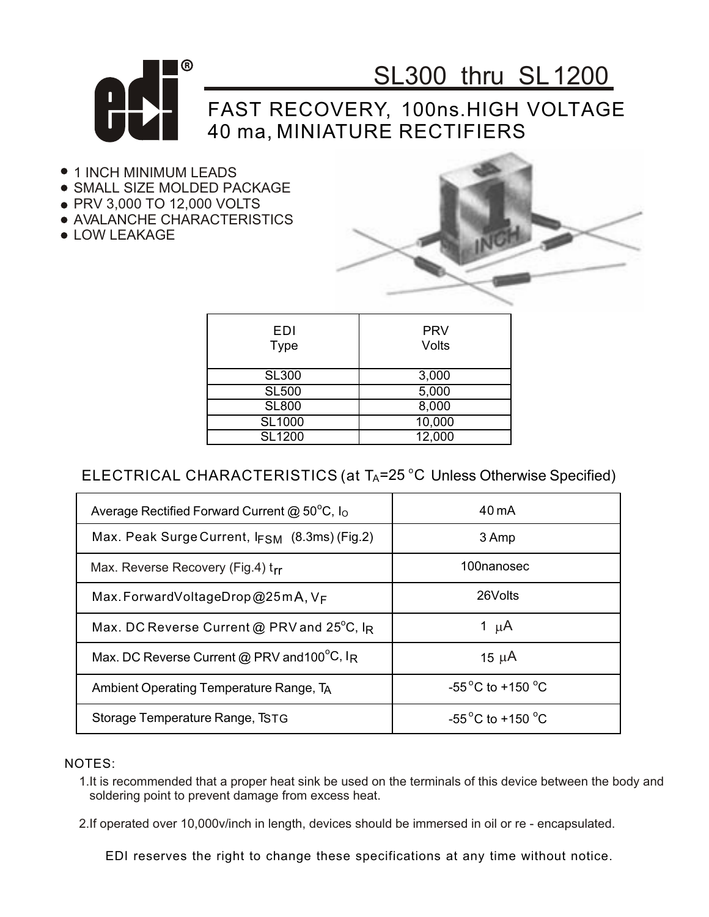# SL300 thru SL1200

## FAST RECOVERY, 100ns.HIGH VOLTAGE 40 ma, MINIATURE RECTIFIERS

- 1 INCH MINIMUM LEADS
- SMALL SIZE MOLDED PACKAGE
- PRV 3,000 TO 12,000 VOLTS
- AVALANCHE CHARACTERISTICS
- LOW LEAKAGE

| EDI Type | PRV Volts |
|---|---|
| SL300 | 3,000 |
| SL500 | 5,000 |
| SL800 | 8,000 |
| SL1000 | 10,000 |
| SL1200 | 12,000 |

## ELECTRICAL CHARACTERISTICS (at $T_A$=25 °C Unless Otherwise Specified)

| Parameter | Value |
|---|---|
| Average Rectified Forward Current @ 50°C, $I_O$ | 40 mA |
| Max. Peak Surge Current, $I_{FSM}$ (8.3ms) (Fig.2) | 3 Amp |
| Max. Reverse Recovery (Fig.4) $t_{rr}$ | 100nanosec |
| Max. Forward Voltage Drop @25mA, $V_F$ | 26Volts |
| Max. DC Reverse Current @ PRV and 25°C, $I_R$ | 1 μA |
| Max. DC Reverse Current @ PRV and100°C, $I_R$ | 15 μA |
| Ambient Operating Temperature Range, $T_A$ | -55°C to +150 °C |
| Storage Temperature Range, $T_{STG}$ | -55°C to +150 °C |

NOTES:

1. It is recommended that a proper heat sink be used on the terminals of this device between the body and soldering point to prevent damage from excess heat.

2. If operated over 10,000v/inch in length, devices should be immersed in oil or re - encapsulated.

EDI reserves the right to change these specifications at any time without notice.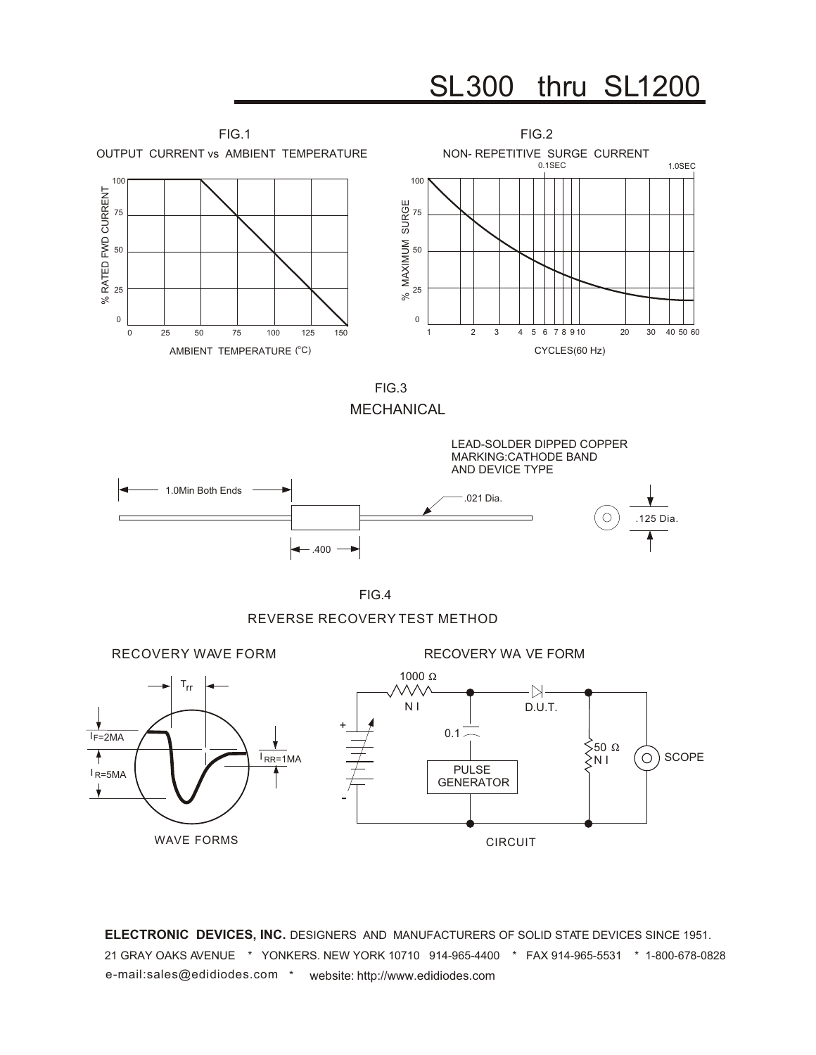# SL300 thru SL1200

FIG.1

OUTPUT CURRENT vs AMBIENT TEMPERATURE

% RATED FWD CURRENT

100
75
50
25
0

0 25 50 75 100 125 150

AMBIENT TEMPERATURE (°C)

FIG.2

NON- REPETITIVE SURGE CURRENT

0.1SEC 1.0SEC

% MAXIMUM SURGE

100
75
50
25
0

1 2 3 4 5 6 7 8 9 10 20 30 40 50 60

CYCLES(60 Hz)

FIG.3

MECHANICAL

LEAD-SOLDER DIPPED COPPER
MARKING:CATHODE BAND
AND DEVICE TYPE

1.0Min Both Ends

.021 Dia.

.400

.125 Dia.

FIG.4

REVERSE RECOVERY TEST METHOD

RECOVERY WAVE FORM

$T_{rr}$

$I_F$=2MA

$I_R$=5MA

$I_{RR}$=1MA

WAVE FORMS

RECOVERY WA VE FORM

1000 Ω
N I

D.U.T.

0.1

+
-

PULSE GENERATOR

50 Ω
N I

SCOPE

CIRCUIT

**ELECTRONIC DEVICES, INC.** DESIGNERS AND MANUFACTURERS OF SOLID STATE DEVICES SINCE 1951.
21 GRAY OAKS AVENUE * YONKERS. NEW YORK 10710 914-965-4400 * FAX 914-965-5531 * 1-800-678-0828
e-mail:sales@edidiodes.com * website: http://www.edidiodes.com